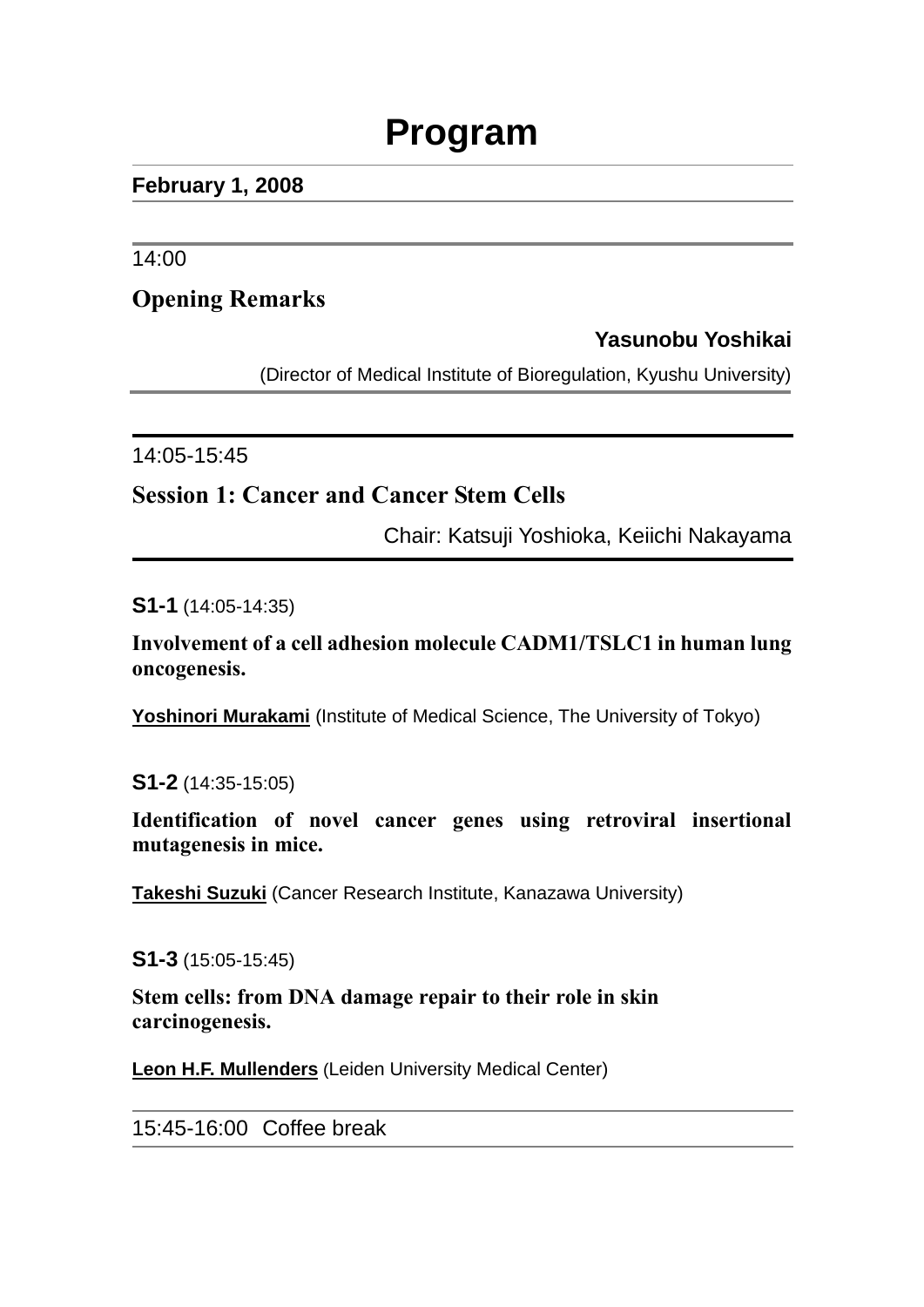# Program

**February 1, 2008**

14:00

## Opening Remarks

**Yasunobu Yoshikai**

(Director of Medical Institute of Bioregulation, Kyushu University)

14:05-15:45

## Session 1: Cancer and Cancer Stem Cells

Chair: Katsuji Yoshioka, Keiichi Nakayama

**S1-1** (14:05-14:35)

**Involvement of a cell adhesion molecule CADM1/TSLC1 in human lung oncogenesis.**

**Yoshinori Murakami** (Institute of Medical Science, The University of Tokyo)

**S1-2** (14:35-15:05)

**Identification of novel cancer genes using retroviral insertional mutagenesis in mice.**

**Takeshi Suzuki** (Cancer Research Institute, Kanazawa University)

**S1-3** (15:05-15:45)

**Stem cells: from DNA damage repair to their role in skin carcinogenesis.**

**Leon H.F. Mullenders** (Leiden University Medical Center)

15:45-16:00 Coffee break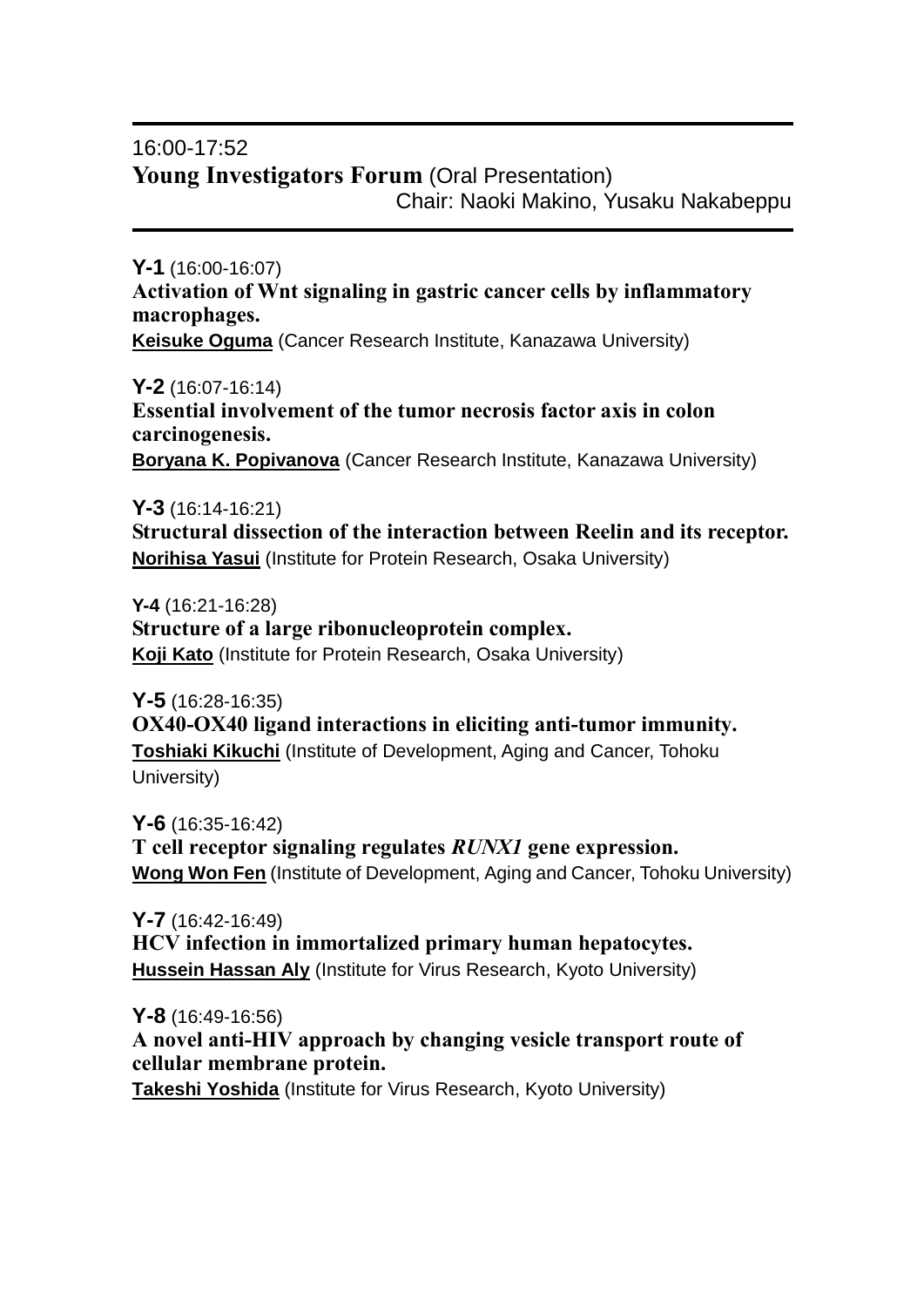16:00-17:52

## Young Investigators Forum (Oral Presentation)

Chair: Naoki Makino, Yusaku Nakabeppu

**Y-1** (16:00-16:07)
**Activation of Wnt signaling in gastric cancer cells by inflammatory macrophages.**
**Keisuke Oguma** (Cancer Research Institute, Kanazawa University)

**Y-2** (16:07-16:14)
**Essential involvement of the tumor necrosis factor axis in colon carcinogenesis.**
**Boryana K. Popivanova** (Cancer Research Institute, Kanazawa University)

**Y-3** (16:14-16:21)
**Structural dissection of the interaction between Reelin and its receptor.**
**Norihisa Yasui** (Institute for Protein Research, Osaka University)

**Y-4** (16:21-16:28)
**Structure of a large ribonucleoprotein complex.**
**Koji Kato** (Institute for Protein Research, Osaka University)

**Y-5** (16:28-16:35)
**OX40-OX40 ligand interactions in eliciting anti-tumor immunity.**
**Toshiaki Kikuchi** (Institute of Development, Aging and Cancer, Tohoku University)

**Y-6** (16:35-16:42)
**T cell receptor signaling regulates *RUNX1* gene expression.**
**Wong Won Fen** (Institute of Development, Aging and Cancer, Tohoku University)

**Y-7** (16:42-16:49)
**HCV infection in immortalized primary human hepatocytes.**
**Hussein Hassan Aly** (Institute for Virus Research, Kyoto University)

**Y-8** (16:49-16:56)
**A novel anti-HIV approach by changing vesicle transport route of cellular membrane protein.**
**Takeshi Yoshida** (Institute for Virus Research, Kyoto University)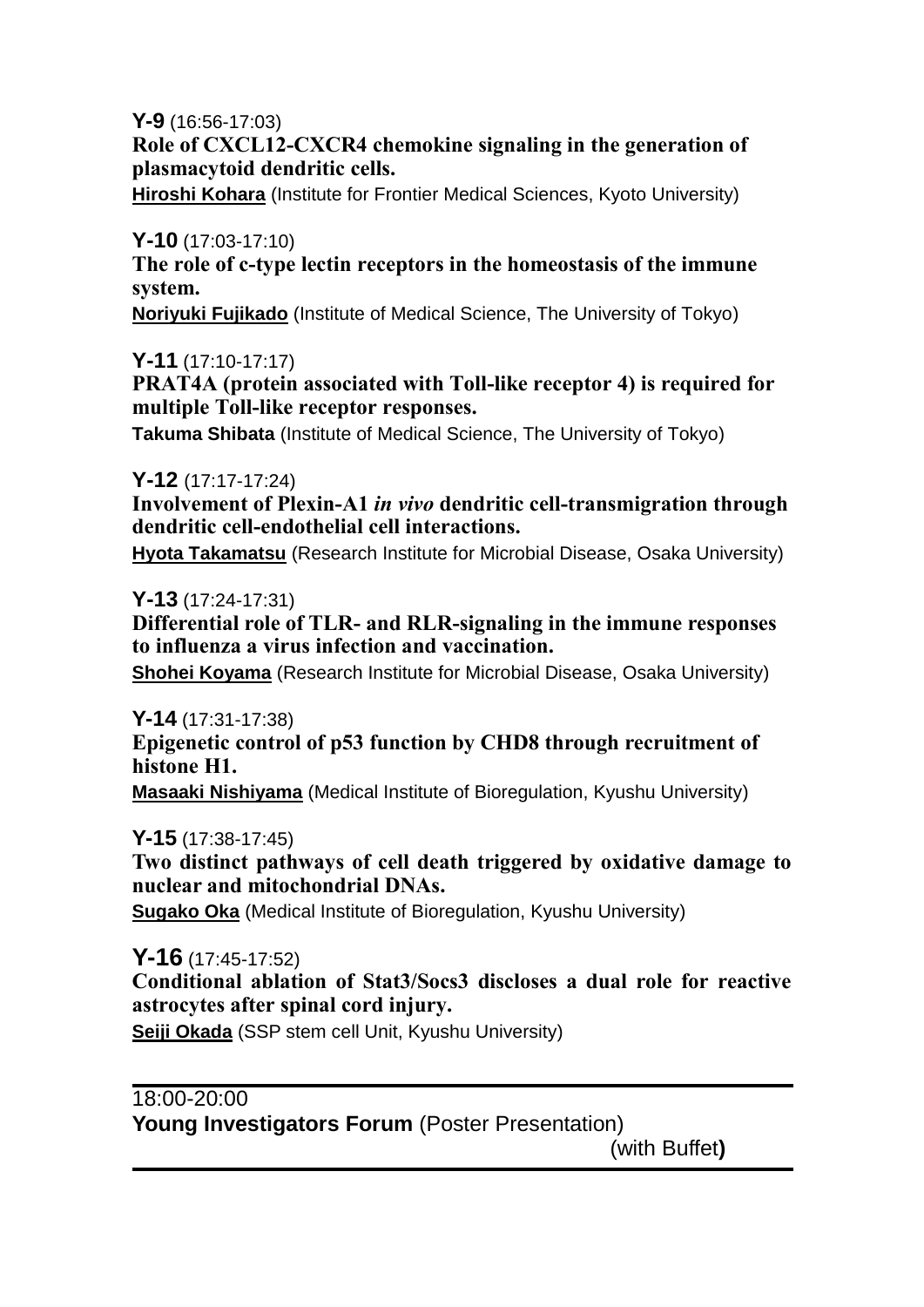**Y-9** (16:56-17:03)
**Role of CXCL12-CXCR4 chemokine signaling in the generation of plasmacytoid dendritic cells.**
**Hiroshi Kohara** (Institute for Frontier Medical Sciences, Kyoto University)

**Y-10** (17:03-17:10)
**The role of c-type lectin receptors in the homeostasis of the immune system.**
**Noriyuki Fujikado** (Institute of Medical Science, The University of Tokyo)

**Y-11** (17:10-17:17)
**PRAT4A (protein associated with Toll-like receptor 4) is required for multiple Toll-like receptor responses.**
**Takuma Shibata** (Institute of Medical Science, The University of Tokyo)

**Y-12** (17:17-17:24)
**Involvement of Plexin-A1 *in vivo* dendritic cell-transmigration through dendritic cell-endothelial cell interactions.**
**Hyota Takamatsu** (Research Institute for Microbial Disease, Osaka University)

**Y-13** (17:24-17:31)
**Differential role of TLR- and RLR-signaling in the immune responses to influenza a virus infection and vaccination.**
**Shohei Koyama** (Research Institute for Microbial Disease, Osaka University)

**Y-14** (17:31-17:38)
**Epigenetic control of p53 function by CHD8 through recruitment of histone H1.**
**Masaaki Nishiyama** (Medical Institute of Bioregulation, Kyushu University)

**Y-15** (17:38-17:45)
**Two distinct pathways of cell death triggered by oxidative damage to nuclear and mitochondrial DNAs.**
**Sugako Oka** (Medical Institute of Bioregulation, Kyushu University)

**Y-16** (17:45-17:52)
**Conditional ablation of Stat3/Socs3 discloses a dual role for reactive astrocytes after spinal cord injury.**
**Seiji Okada** (SSP stem cell Unit, Kyushu University)

---

18:00-20:00
**Young Investigators Forum** (Poster Presentation)
(with Buffet**)**

---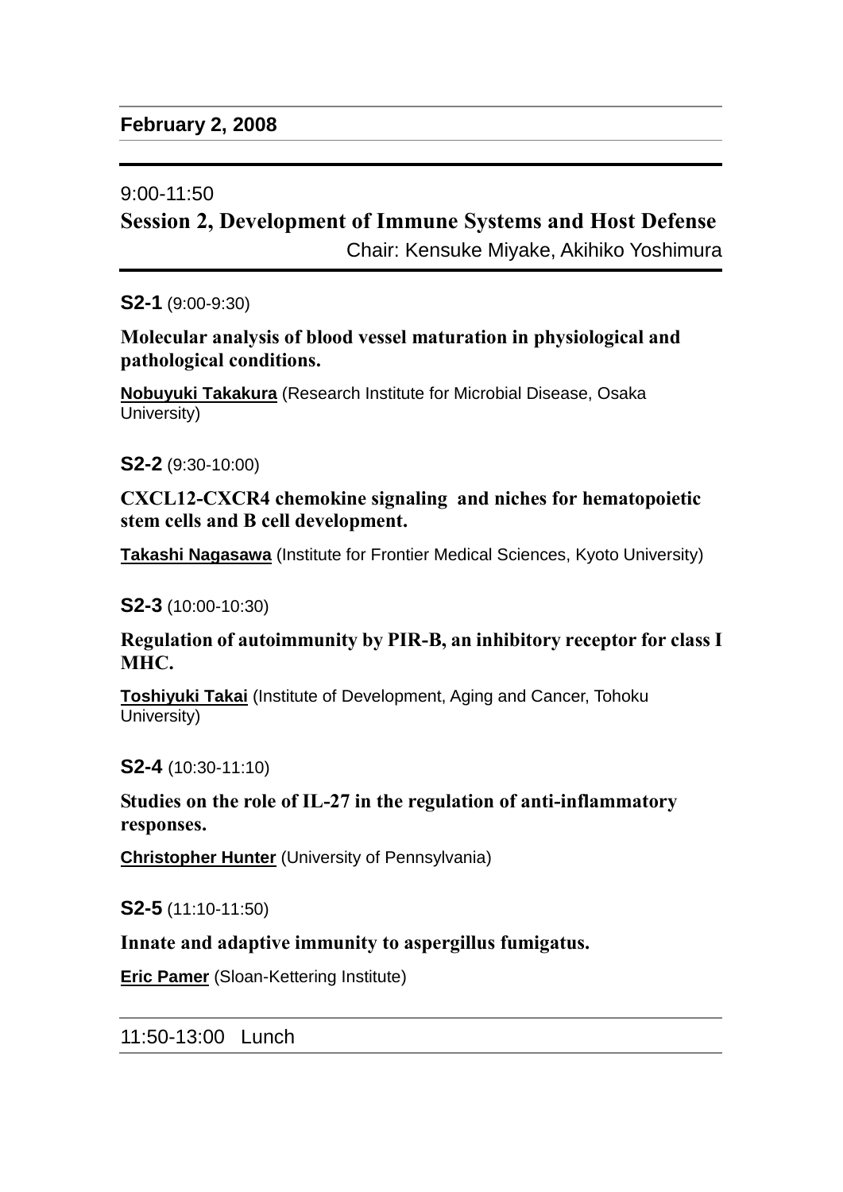**February 2, 2008**

---

9:00-11:50

## Session 2, Development of Immune Systems and Host Defense

Chair: Kensuke Miyake, Akihiko Yoshimura

---

**S2-1** (9:00-9:30)

**Molecular analysis of blood vessel maturation in physiological and pathological conditions.**

**Nobuyuki Takakura** (Research Institute for Microbial Disease, Osaka University)

**S2-2** (9:30-10:00)

**CXCL12-CXCR4 chemokine signaling and niches for hematopoietic stem cells and B cell development.**

**Takashi Nagasawa** (Institute for Frontier Medical Sciences, Kyoto University)

**S2-3** (10:00-10:30)

**Regulation of autoimmunity by PIR-B, an inhibitory receptor for class I MHC.**

**Toshiyuki Takai** (Institute of Development, Aging and Cancer, Tohoku University)

**S2-4** (10:30-11:10)

**Studies on the role of IL-27 in the regulation of anti-inflammatory responses.**

**Christopher Hunter** (University of Pennsylvania)

**S2-5** (11:10-11:50)

**Innate and adaptive immunity to aspergillus fumigatus.**

**Eric Pamer** (Sloan-Kettering Institute)

---

11:50-13:00 Lunch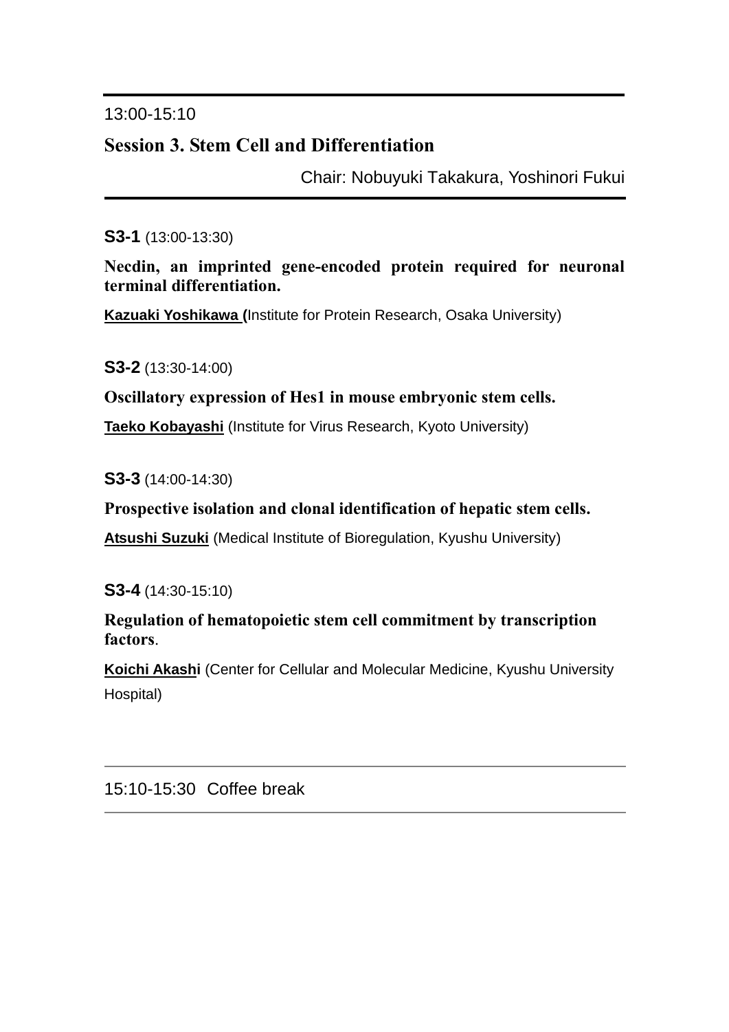---

13:00-15:10

## Session 3. Stem Cell and Differentiation

Chair: Nobuyuki Takakura, Yoshinori Fukui

---

**S3-1** (13:00-13:30)

**Necdin, an imprinted gene-encoded protein required for neuronal terminal differentiation.**

**Kazuaki Yoshikawa** (Institute for Protein Research, Osaka University)

**S3-2** (13:30-14:00)

**Oscillatory expression of Hes1 in mouse embryonic stem cells.**

**Taeko Kobayashi** (Institute for Virus Research, Kyoto University)

**S3-3** (14:00-14:30)

**Prospective isolation and clonal identification of hepatic stem cells.**

**Atsushi Suzuki** (Medical Institute of Bioregulation, Kyushu University)

**S3-4** (14:30-15:10)

**Regulation of hematopoietic stem cell commitment by transcription factors.**

**Koichi Akashi** (Center for Cellular and Molecular Medicine, Kyushu University Hospital)

---

15:10-15:30 Coffee break

---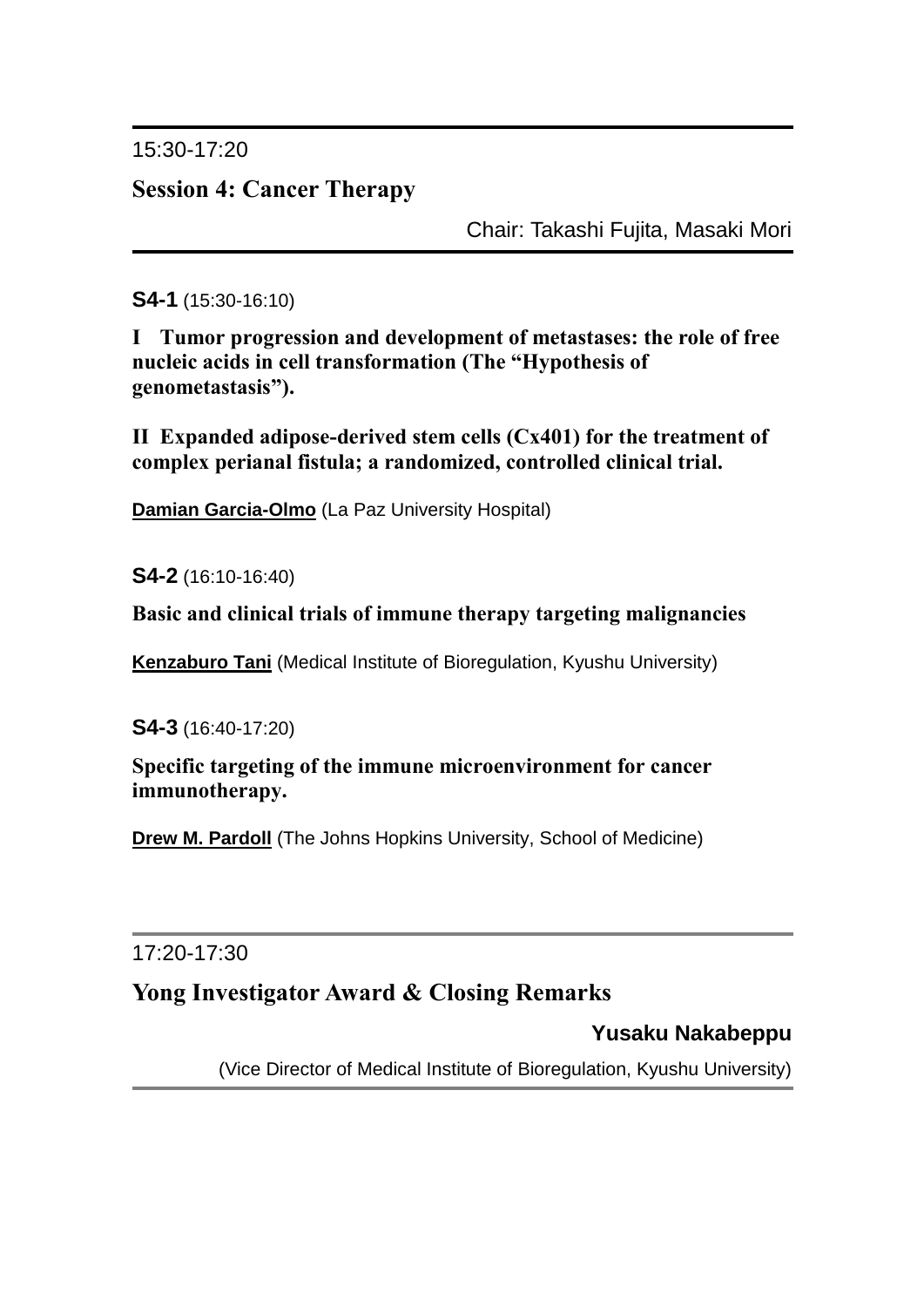15:30-17:20

## Session 4: Cancer Therapy

Chair: Takashi Fujita, Masaki Mori

**S4-1** (15:30-16:10)

**I Tumor progression and development of metastases: the role of free nucleic acids in cell transformation (The “Hypothesis of genometastasis”).**

**II Expanded adipose-derived stem cells (Cx401) for the treatment of complex perianal fistula; a randomized, controlled clinical trial.**

**Damian Garcia-Olmo** (La Paz University Hospital)

**S4-2** (16:10-16:40)

**Basic and clinical trials of immune therapy targeting malignancies**

**Kenzaburo Tani** (Medical Institute of Bioregulation, Kyushu University)

**S4-3** (16:40-17:20)

**Specific targeting of the immune microenvironment for cancer immunotherapy.**

**Drew M. Pardoll** (The Johns Hopkins University, School of Medicine)

17:20-17:30

## Yong Investigator Award & Closing Remarks

**Yusaku Nakabeppu**

(Vice Director of Medical Institute of Bioregulation, Kyushu University)